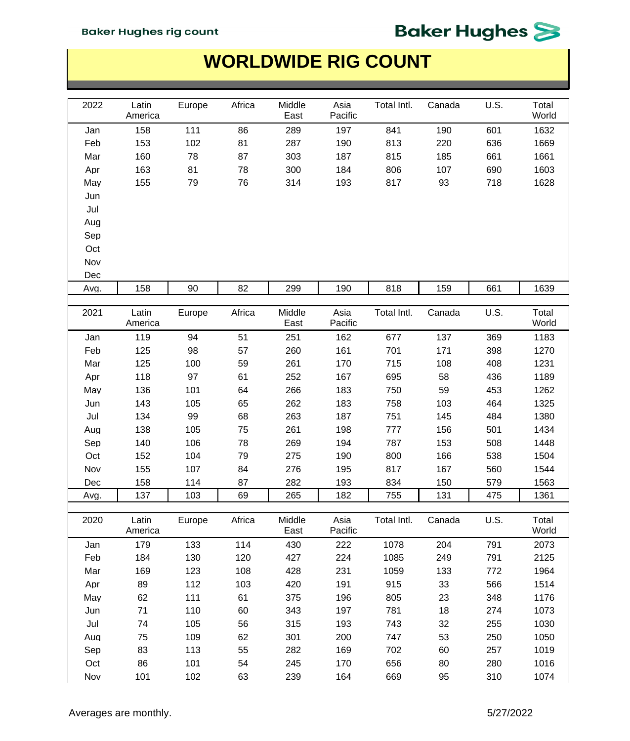# WORLDWIDE RIG COUNT

| 2022 | Latin America | Europe | Africa | Middle East | Asia Pacific | Total Intl. | Canada | U.S. | Total World |
|---|---|---|---|---|---|---|---|---|---|
| Jan | 158 | 111 | 86 | 289 | 197 | 841 | 190 | 601 | 1632 |
| Feb | 153 | 102 | 81 | 287 | 190 | 813 | 220 | 636 | 1669 |
| Mar | 160 | 78 | 87 | 303 | 187 | 815 | 185 | 661 | 1661 |
| Apr | 163 | 81 | 78 | 300 | 184 | 806 | 107 | 690 | 1603 |
| May | 155 | 79 | 76 | 314 | 193 | 817 | 93 | 718 | 1628 |
| Jun | | | | | | | | | |
| Jul | | | | | | | | | |
| Aug | | | | | | | | | |
| Sep | | | | | | | | | |
| Oct | | | | | | | | | |
| Nov | | | | | | | | | |
| Dec | | | | | | | | | |
| Avg. | 158 | 90 | 82 | 299 | 190 | 818 | 159 | 661 | 1639 |

| 2021 | Latin America | Europe | Africa | Middle East | Asia Pacific | Total Intl. | Canada | U.S. | Total World |
|---|---|---|---|---|---|---|---|---|---|
| Jan | 119 | 94 | 51 | 251 | 162 | 677 | 137 | 369 | 1183 |
| Feb | 125 | 98 | 57 | 260 | 161 | 701 | 171 | 398 | 1270 |
| Mar | 125 | 100 | 59 | 261 | 170 | 715 | 108 | 408 | 1231 |
| Apr | 118 | 97 | 61 | 252 | 167 | 695 | 58 | 436 | 1189 |
| May | 136 | 101 | 64 | 266 | 183 | 750 | 59 | 453 | 1262 |
| Jun | 143 | 105 | 65 | 262 | 183 | 758 | 103 | 464 | 1325 |
| Jul | 134 | 99 | 68 | 263 | 187 | 751 | 145 | 484 | 1380 |
| Aug | 138 | 105 | 75 | 261 | 198 | 777 | 156 | 501 | 1434 |
| Sep | 140 | 106 | 78 | 269 | 194 | 787 | 153 | 508 | 1448 |
| Oct | 152 | 104 | 79 | 275 | 190 | 800 | 166 | 538 | 1504 |
| Nov | 155 | 107 | 84 | 276 | 195 | 817 | 167 | 560 | 1544 |
| Dec | 158 | 114 | 87 | 282 | 193 | 834 | 150 | 579 | 1563 |
| Avg. | 137 | 103 | 69 | 265 | 182 | 755 | 131 | 475 | 1361 |

| 2020 | Latin America | Europe | Africa | Middle East | Asia Pacific | Total Intl. | Canada | U.S. | Total World |
|---|---|---|---|---|---|---|---|---|---|
| Jan | 179 | 133 | 114 | 430 | 222 | 1078 | 204 | 791 | 2073 |
| Feb | 184 | 130 | 120 | 427 | 224 | 1085 | 249 | 791 | 2125 |
| Mar | 169 | 123 | 108 | 428 | 231 | 1059 | 133 | 772 | 1964 |
| Apr | 89 | 112 | 103 | 420 | 191 | 915 | 33 | 566 | 1514 |
| May | 62 | 111 | 61 | 375 | 196 | 805 | 23 | 348 | 1176 |
| Jun | 71 | 110 | 60 | 343 | 197 | 781 | 18 | 274 | 1073 |
| Jul | 74 | 105 | 56 | 315 | 193 | 743 | 32 | 255 | 1030 |
| Aug | 75 | 109 | 62 | 301 | 200 | 747 | 53 | 250 | 1050 |
| Sep | 83 | 113 | 55 | 282 | 169 | 702 | 60 | 257 | 1019 |
| Oct | 86 | 101 | 54 | 245 | 170 | 656 | 80 | 280 | 1016 |
| Nov | 101 | 102 | 63 | 239 | 164 | 669 | 95 | 310 | 1074 |

Averages are monthly.

5/27/2022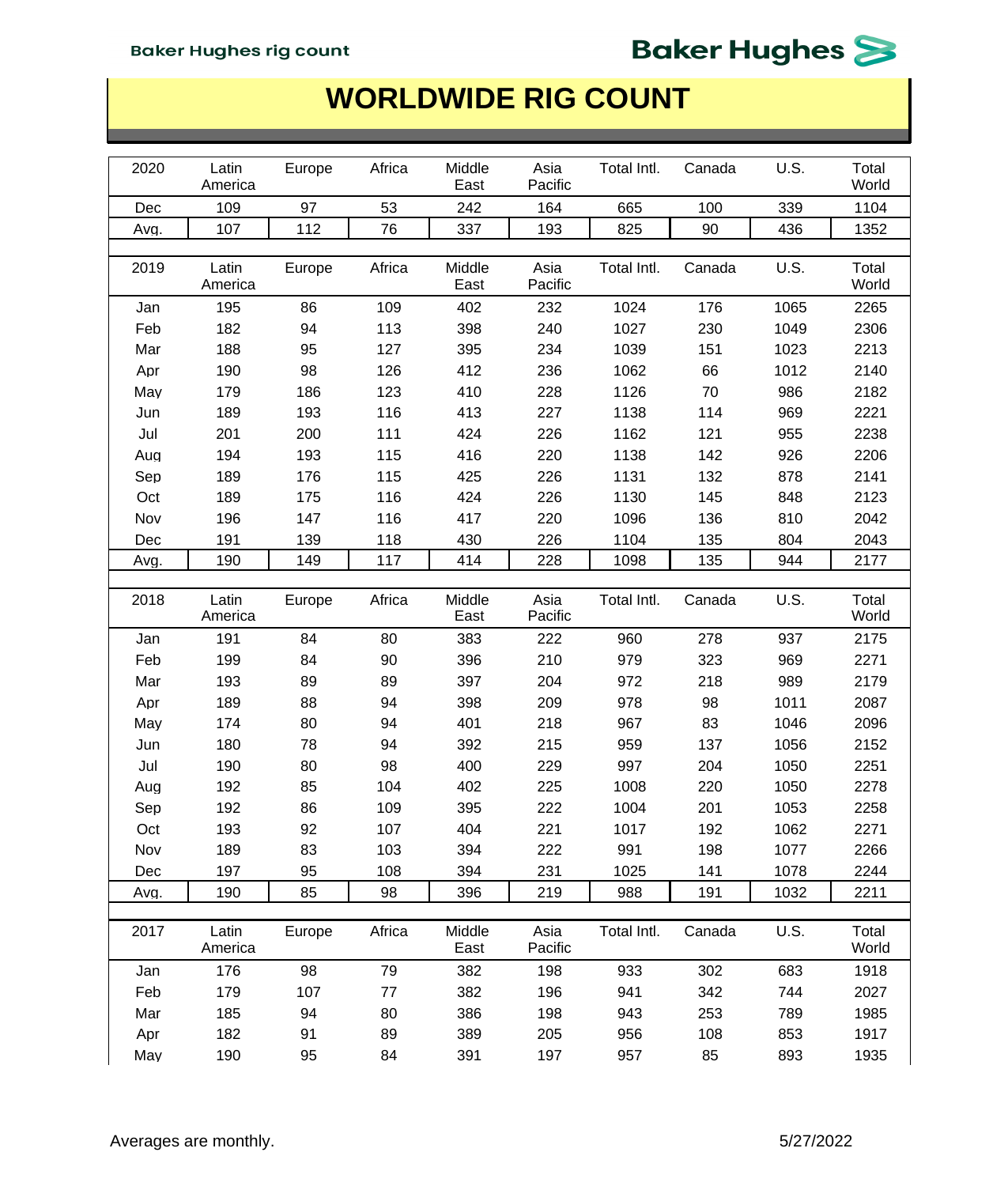# WORLDWIDE RIG COUNT

| 2020 | Latin America | Europe | Africa | Middle East | Asia Pacific | Total Intl. | Canada | U.S. | Total World |
|---|---|---|---|---|---|---|---|---|---|
| Dec | 109 | 97 | 53 | 242 | 164 | 665 | 100 | 339 | 1104 |
| Avg. | 107 | 112 | 76 | 337 | 193 | 825 | 90 | 436 | 1352 |

| 2019 | Latin America | Europe | Africa | Middle East | Asia Pacific | Total Intl. | Canada | U.S. | Total World |
|---|---|---|---|---|---|---|---|---|---|
| Jan | 195 | 86 | 109 | 402 | 232 | 1024 | 176 | 1065 | 2265 |
| Feb | 182 | 94 | 113 | 398 | 240 | 1027 | 230 | 1049 | 2306 |
| Mar | 188 | 95 | 127 | 395 | 234 | 1039 | 151 | 1023 | 2213 |
| Apr | 190 | 98 | 126 | 412 | 236 | 1062 | 66 | 1012 | 2140 |
| May | 179 | 186 | 123 | 410 | 228 | 1126 | 70 | 986 | 2182 |
| Jun | 189 | 193 | 116 | 413 | 227 | 1138 | 114 | 969 | 2221 |
| Jul | 201 | 200 | 111 | 424 | 226 | 1162 | 121 | 955 | 2238 |
| Aug | 194 | 193 | 115 | 416 | 220 | 1138 | 142 | 926 | 2206 |
| Sep | 189 | 176 | 115 | 425 | 226 | 1131 | 132 | 878 | 2141 |
| Oct | 189 | 175 | 116 | 424 | 226 | 1130 | 145 | 848 | 2123 |
| Nov | 196 | 147 | 116 | 417 | 220 | 1096 | 136 | 810 | 2042 |
| Dec | 191 | 139 | 118 | 430 | 226 | 1104 | 135 | 804 | 2043 |
| Avg. | 190 | 149 | 117 | 414 | 228 | 1098 | 135 | 944 | 2177 |

| 2018 | Latin America | Europe | Africa | Middle East | Asia Pacific | Total Intl. | Canada | U.S. | Total World |
|---|---|---|---|---|---|---|---|---|---|
| Jan | 191 | 84 | 80 | 383 | 222 | 960 | 278 | 937 | 2175 |
| Feb | 199 | 84 | 90 | 396 | 210 | 979 | 323 | 969 | 2271 |
| Mar | 193 | 89 | 89 | 397 | 204 | 972 | 218 | 989 | 2179 |
| Apr | 189 | 88 | 94 | 398 | 209 | 978 | 98 | 1011 | 2087 |
| May | 174 | 80 | 94 | 401 | 218 | 967 | 83 | 1046 | 2096 |
| Jun | 180 | 78 | 94 | 392 | 215 | 959 | 137 | 1056 | 2152 |
| Jul | 190 | 80 | 98 | 400 | 229 | 997 | 204 | 1050 | 2251 |
| Aug | 192 | 85 | 104 | 402 | 225 | 1008 | 220 | 1050 | 2278 |
| Sep | 192 | 86 | 109 | 395 | 222 | 1004 | 201 | 1053 | 2258 |
| Oct | 193 | 92 | 107 | 404 | 221 | 1017 | 192 | 1062 | 2271 |
| Nov | 189 | 83 | 103 | 394 | 222 | 991 | 198 | 1077 | 2266 |
| Dec | 197 | 95 | 108 | 394 | 231 | 1025 | 141 | 1078 | 2244 |
| Avg. | 190 | 85 | 98 | 396 | 219 | 988 | 191 | 1032 | 2211 |

| 2017 | Latin America | Europe | Africa | Middle East | Asia Pacific | Total Intl. | Canada | U.S. | Total World |
|---|---|---|---|---|---|---|---|---|---|
| Jan | 176 | 98 | 79 | 382 | 198 | 933 | 302 | 683 | 1918 |
| Feb | 179 | 107 | 77 | 382 | 196 | 941 | 342 | 744 | 2027 |
| Mar | 185 | 94 | 80 | 386 | 198 | 943 | 253 | 789 | 1985 |
| Apr | 182 | 91 | 89 | 389 | 205 | 956 | 108 | 853 | 1917 |
| May | 190 | 95 | 84 | 391 | 197 | 957 | 85 | 893 | 1935 |

Averages are monthly.

5/27/2022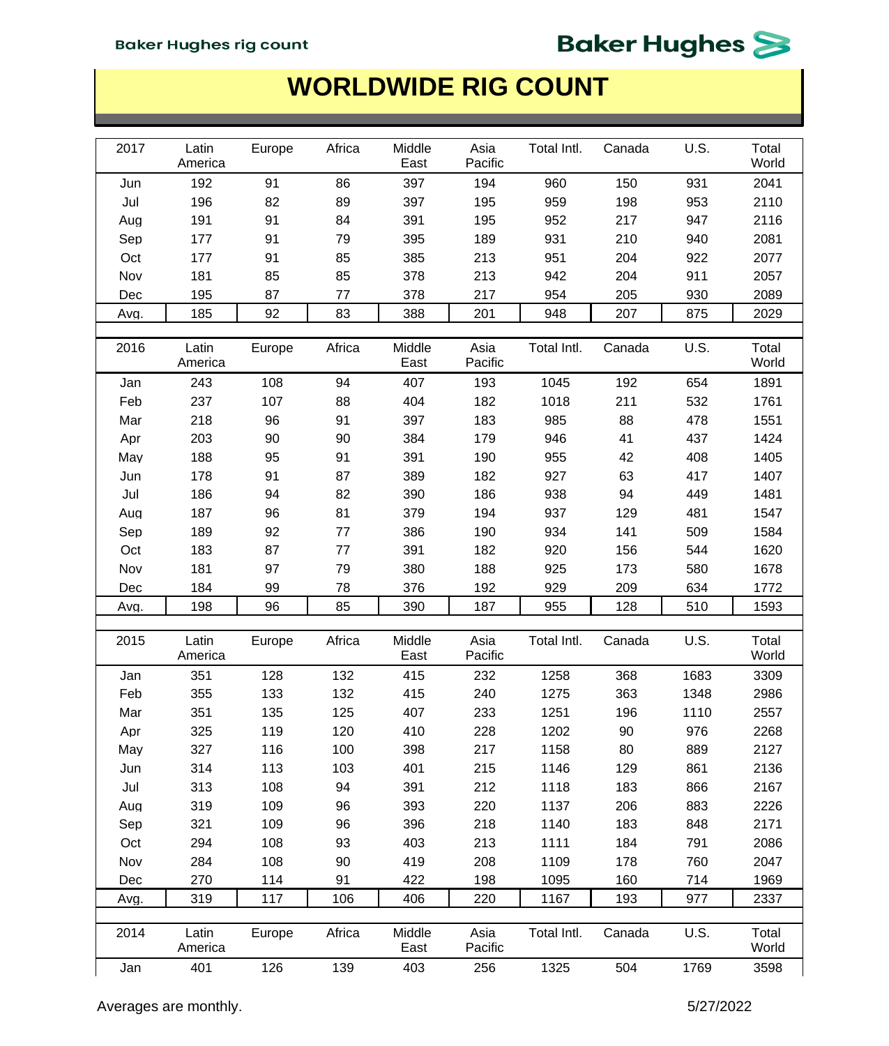# WORLDWIDE RIG COUNT

| 2017 | Latin America | Europe | Africa | Middle East | Asia Pacific | Total Intl. | Canada | U.S. | Total World |
|---|---|---|---|---|---|---|---|---|---|
| Jun | 192 | 91 | 86 | 397 | 194 | 960 | 150 | 931 | 2041 |
| Jul | 196 | 82 | 89 | 397 | 195 | 959 | 198 | 953 | 2110 |
| Aug | 191 | 91 | 84 | 391 | 195 | 952 | 217 | 947 | 2116 |
| Sep | 177 | 91 | 79 | 395 | 189 | 931 | 210 | 940 | 2081 |
| Oct | 177 | 91 | 85 | 385 | 213 | 951 | 204 | 922 | 2077 |
| Nov | 181 | 85 | 85 | 378 | 213 | 942 | 204 | 911 | 2057 |
| Dec | 195 | 87 | 77 | 378 | 217 | 954 | 205 | 930 | 2089 |
| Avg. | 185 | 92 | 83 | 388 | 201 | 948 | 207 | 875 | 2029 |

| 2016 | Latin America | Europe | Africa | Middle East | Asia Pacific | Total Intl. | Canada | U.S. | Total World |
|---|---|---|---|---|---|---|---|---|---|
| Jan | 243 | 108 | 94 | 407 | 193 | 1045 | 192 | 654 | 1891 |
| Feb | 237 | 107 | 88 | 404 | 182 | 1018 | 211 | 532 | 1761 |
| Mar | 218 | 96 | 91 | 397 | 183 | 985 | 88 | 478 | 1551 |
| Apr | 203 | 90 | 90 | 384 | 179 | 946 | 41 | 437 | 1424 |
| May | 188 | 95 | 91 | 391 | 190 | 955 | 42 | 408 | 1405 |
| Jun | 178 | 91 | 87 | 389 | 182 | 927 | 63 | 417 | 1407 |
| Jul | 186 | 94 | 82 | 390 | 186 | 938 | 94 | 449 | 1481 |
| Aug | 187 | 96 | 81 | 379 | 194 | 937 | 129 | 481 | 1547 |
| Sep | 189 | 92 | 77 | 386 | 190 | 934 | 141 | 509 | 1584 |
| Oct | 183 | 87 | 77 | 391 | 182 | 920 | 156 | 544 | 1620 |
| Nov | 181 | 97 | 79 | 380 | 188 | 925 | 173 | 580 | 1678 |
| Dec | 184 | 99 | 78 | 376 | 192 | 929 | 209 | 634 | 1772 |
| Avg. | 198 | 96 | 85 | 390 | 187 | 955 | 128 | 510 | 1593 |

| 2015 | Latin America | Europe | Africa | Middle East | Asia Pacific | Total Intl. | Canada | U.S. | Total World |
|---|---|---|---|---|---|---|---|---|---|
| Jan | 351 | 128 | 132 | 415 | 232 | 1258 | 368 | 1683 | 3309 |
| Feb | 355 | 133 | 132 | 415 | 240 | 1275 | 363 | 1348 | 2986 |
| Mar | 351 | 135 | 125 | 407 | 233 | 1251 | 196 | 1110 | 2557 |
| Apr | 325 | 119 | 120 | 410 | 228 | 1202 | 90 | 976 | 2268 |
| May | 327 | 116 | 100 | 398 | 217 | 1158 | 80 | 889 | 2127 |
| Jun | 314 | 113 | 103 | 401 | 215 | 1146 | 129 | 861 | 2136 |
| Jul | 313 | 108 | 94 | 391 | 212 | 1118 | 183 | 866 | 2167 |
| Aug | 319 | 109 | 96 | 393 | 220 | 1137 | 206 | 883 | 2226 |
| Sep | 321 | 109 | 96 | 396 | 218 | 1140 | 183 | 848 | 2171 |
| Oct | 294 | 108 | 93 | 403 | 213 | 1111 | 184 | 791 | 2086 |
| Nov | 284 | 108 | 90 | 419 | 208 | 1109 | 178 | 760 | 2047 |
| Dec | 270 | 114 | 91 | 422 | 198 | 1095 | 160 | 714 | 1969 |
| Avg. | 319 | 117 | 106 | 406 | 220 | 1167 | 193 | 977 | 2337 |

| 2014 | Latin America | Europe | Africa | Middle East | Asia Pacific | Total Intl. | Canada | U.S. | Total World |
|---|---|---|---|---|---|---|---|---|---|
| Jan | 401 | 126 | 139 | 403 | 256 | 1325 | 504 | 1769 | 3598 |

Averages are monthly.

5/27/2022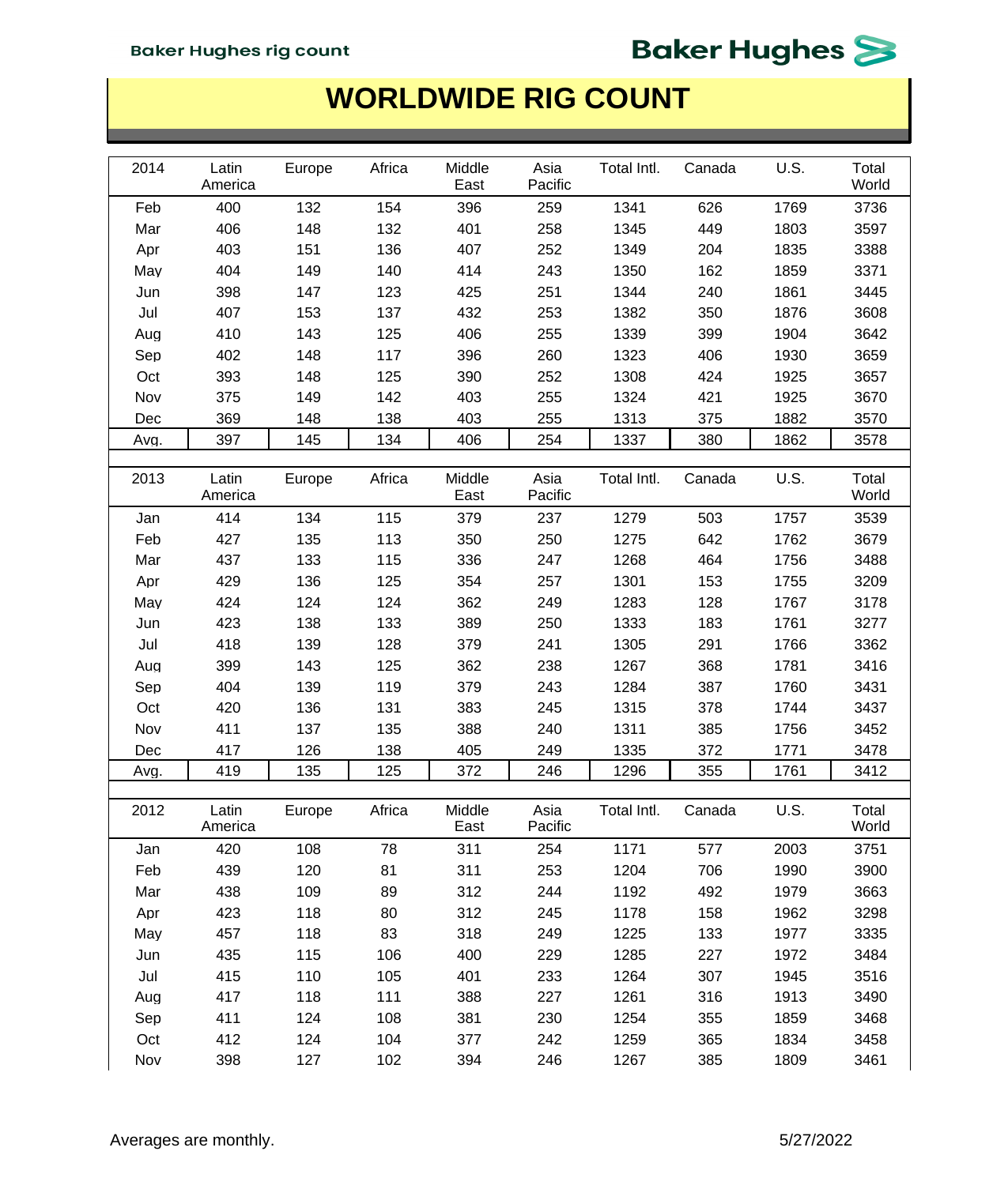# WORLDWIDE RIG COUNT

| 2014 | Latin America | Europe | Africa | Middle East | Asia Pacific | Total Intl. | Canada | U.S. | Total World |
|---|---|---|---|---|---|---|---|---|---|
| Feb | 400 | 132 | 154 | 396 | 259 | 1341 | 626 | 1769 | 3736 |
| Mar | 406 | 148 | 132 | 401 | 258 | 1345 | 449 | 1803 | 3597 |
| Apr | 403 | 151 | 136 | 407 | 252 | 1349 | 204 | 1835 | 3388 |
| May | 404 | 149 | 140 | 414 | 243 | 1350 | 162 | 1859 | 3371 |
| Jun | 398 | 147 | 123 | 425 | 251 | 1344 | 240 | 1861 | 3445 |
| Jul | 407 | 153 | 137 | 432 | 253 | 1382 | 350 | 1876 | 3608 |
| Aug | 410 | 143 | 125 | 406 | 255 | 1339 | 399 | 1904 | 3642 |
| Sep | 402 | 148 | 117 | 396 | 260 | 1323 | 406 | 1930 | 3659 |
| Oct | 393 | 148 | 125 | 390 | 252 | 1308 | 424 | 1925 | 3657 |
| Nov | 375 | 149 | 142 | 403 | 255 | 1324 | 421 | 1925 | 3670 |
| Dec | 369 | 148 | 138 | 403 | 255 | 1313 | 375 | 1882 | 3570 |
| Avg. | 397 | 145 | 134 | 406 | 254 | 1337 | 380 | 1862 | 3578 |

| 2013 | Latin America | Europe | Africa | Middle East | Asia Pacific | Total Intl. | Canada | U.S. | Total World |
|---|---|---|---|---|---|---|---|---|---|
| Jan | 414 | 134 | 115 | 379 | 237 | 1279 | 503 | 1757 | 3539 |
| Feb | 427 | 135 | 113 | 350 | 250 | 1275 | 642 | 1762 | 3679 |
| Mar | 437 | 133 | 115 | 336 | 247 | 1268 | 464 | 1756 | 3488 |
| Apr | 429 | 136 | 125 | 354 | 257 | 1301 | 153 | 1755 | 3209 |
| May | 424 | 124 | 124 | 362 | 249 | 1283 | 128 | 1767 | 3178 |
| Jun | 423 | 138 | 133 | 389 | 250 | 1333 | 183 | 1761 | 3277 |
| Jul | 418 | 139 | 128 | 379 | 241 | 1305 | 291 | 1766 | 3362 |
| Aug | 399 | 143 | 125 | 362 | 238 | 1267 | 368 | 1781 | 3416 |
| Sep | 404 | 139 | 119 | 379 | 243 | 1284 | 387 | 1760 | 3431 |
| Oct | 420 | 136 | 131 | 383 | 245 | 1315 | 378 | 1744 | 3437 |
| Nov | 411 | 137 | 135 | 388 | 240 | 1311 | 385 | 1756 | 3452 |
| Dec | 417 | 126 | 138 | 405 | 249 | 1335 | 372 | 1771 | 3478 |
| Avg. | 419 | 135 | 125 | 372 | 246 | 1296 | 355 | 1761 | 3412 |

| 2012 | Latin America | Europe | Africa | Middle East | Asia Pacific | Total Intl. | Canada | U.S. | Total World |
|---|---|---|---|---|---|---|---|---|---|
| Jan | 420 | 108 | 78 | 311 | 254 | 1171 | 577 | 2003 | 3751 |
| Feb | 439 | 120 | 81 | 311 | 253 | 1204 | 706 | 1990 | 3900 |
| Mar | 438 | 109 | 89 | 312 | 244 | 1192 | 492 | 1979 | 3663 |
| Apr | 423 | 118 | 80 | 312 | 245 | 1178 | 158 | 1962 | 3298 |
| May | 457 | 118 | 83 | 318 | 249 | 1225 | 133 | 1977 | 3335 |
| Jun | 435 | 115 | 106 | 400 | 229 | 1285 | 227 | 1972 | 3484 |
| Jul | 415 | 110 | 105 | 401 | 233 | 1264 | 307 | 1945 | 3516 |
| Aug | 417 | 118 | 111 | 388 | 227 | 1261 | 316 | 1913 | 3490 |
| Sep | 411 | 124 | 108 | 381 | 230 | 1254 | 355 | 1859 | 3468 |
| Oct | 412 | 124 | 104 | 377 | 242 | 1259 | 365 | 1834 | 3458 |
| Nov | 398 | 127 | 102 | 394 | 246 | 1267 | 385 | 1809 | 3461 |

Averages are monthly.

5/27/2022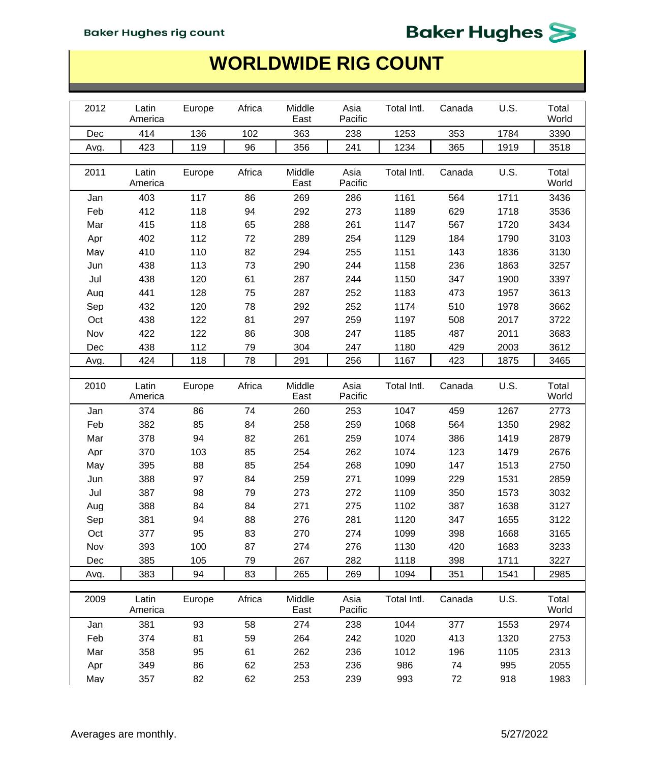# WORLDWIDE RIG COUNT

| 2012 | Latin America | Europe | Africa | Middle East | Asia Pacific | Total Intl. | Canada | U.S. | Total World |
|---|---|---|---|---|---|---|---|---|---|
| Dec | 414 | 136 | 102 | 363 | 238 | 1253 | 353 | 1784 | 3390 |
| Avg. | 423 | 119 | 96 | 356 | 241 | 1234 | 365 | 1919 | 3518 |

| 2011 | Latin America | Europe | Africa | Middle East | Asia Pacific | Total Intl. | Canada | U.S. | Total World |
|---|---|---|---|---|---|---|---|---|---|
| Jan | 403 | 117 | 86 | 269 | 286 | 1161 | 564 | 1711 | 3436 |
| Feb | 412 | 118 | 94 | 292 | 273 | 1189 | 629 | 1718 | 3536 |
| Mar | 415 | 118 | 65 | 288 | 261 | 1147 | 567 | 1720 | 3434 |
| Apr | 402 | 112 | 72 | 289 | 254 | 1129 | 184 | 1790 | 3103 |
| May | 410 | 110 | 82 | 294 | 255 | 1151 | 143 | 1836 | 3130 |
| Jun | 438 | 113 | 73 | 290 | 244 | 1158 | 236 | 1863 | 3257 |
| Jul | 438 | 120 | 61 | 287 | 244 | 1150 | 347 | 1900 | 3397 |
| Aug | 441 | 128 | 75 | 287 | 252 | 1183 | 473 | 1957 | 3613 |
| Sep | 432 | 120 | 78 | 292 | 252 | 1174 | 510 | 1978 | 3662 |
| Oct | 438 | 122 | 81 | 297 | 259 | 1197 | 508 | 2017 | 3722 |
| Nov | 422 | 122 | 86 | 308 | 247 | 1185 | 487 | 2011 | 3683 |
| Dec | 438 | 112 | 79 | 304 | 247 | 1180 | 429 | 2003 | 3612 |
| Avg. | 424 | 118 | 78 | 291 | 256 | 1167 | 423 | 1875 | 3465 |

| 2010 | Latin America | Europe | Africa | Middle East | Asia Pacific | Total Intl. | Canada | U.S. | Total World |
|---|---|---|---|---|---|---|---|---|---|
| Jan | 374 | 86 | 74 | 260 | 253 | 1047 | 459 | 1267 | 2773 |
| Feb | 382 | 85 | 84 | 258 | 259 | 1068 | 564 | 1350 | 2982 |
| Mar | 378 | 94 | 82 | 261 | 259 | 1074 | 386 | 1419 | 2879 |
| Apr | 370 | 103 | 85 | 254 | 262 | 1074 | 123 | 1479 | 2676 |
| May | 395 | 88 | 85 | 254 | 268 | 1090 | 147 | 1513 | 2750 |
| Jun | 388 | 97 | 84 | 259 | 271 | 1099 | 229 | 1531 | 2859 |
| Jul | 387 | 98 | 79 | 273 | 272 | 1109 | 350 | 1573 | 3032 |
| Aug | 388 | 84 | 84 | 271 | 275 | 1102 | 387 | 1638 | 3127 |
| Sep | 381 | 94 | 88 | 276 | 281 | 1120 | 347 | 1655 | 3122 |
| Oct | 377 | 95 | 83 | 270 | 274 | 1099 | 398 | 1668 | 3165 |
| Nov | 393 | 100 | 87 | 274 | 276 | 1130 | 420 | 1683 | 3233 |
| Dec | 385 | 105 | 79 | 267 | 282 | 1118 | 398 | 1711 | 3227 |
| Avg. | 383 | 94 | 83 | 265 | 269 | 1094 | 351 | 1541 | 2985 |

| 2009 | Latin America | Europe | Africa | Middle East | Asia Pacific | Total Intl. | Canada | U.S. | Total World |
|---|---|---|---|---|---|---|---|---|---|
| Jan | 381 | 93 | 58 | 274 | 238 | 1044 | 377 | 1553 | 2974 |
| Feb | 374 | 81 | 59 | 264 | 242 | 1020 | 413 | 1320 | 2753 |
| Mar | 358 | 95 | 61 | 262 | 236 | 1012 | 196 | 1105 | 2313 |
| Apr | 349 | 86 | 62 | 253 | 236 | 986 | 74 | 995 | 2055 |
| May | 357 | 82 | 62 | 253 | 239 | 993 | 72 | 918 | 1983 |

Averages are monthly.

5/27/2022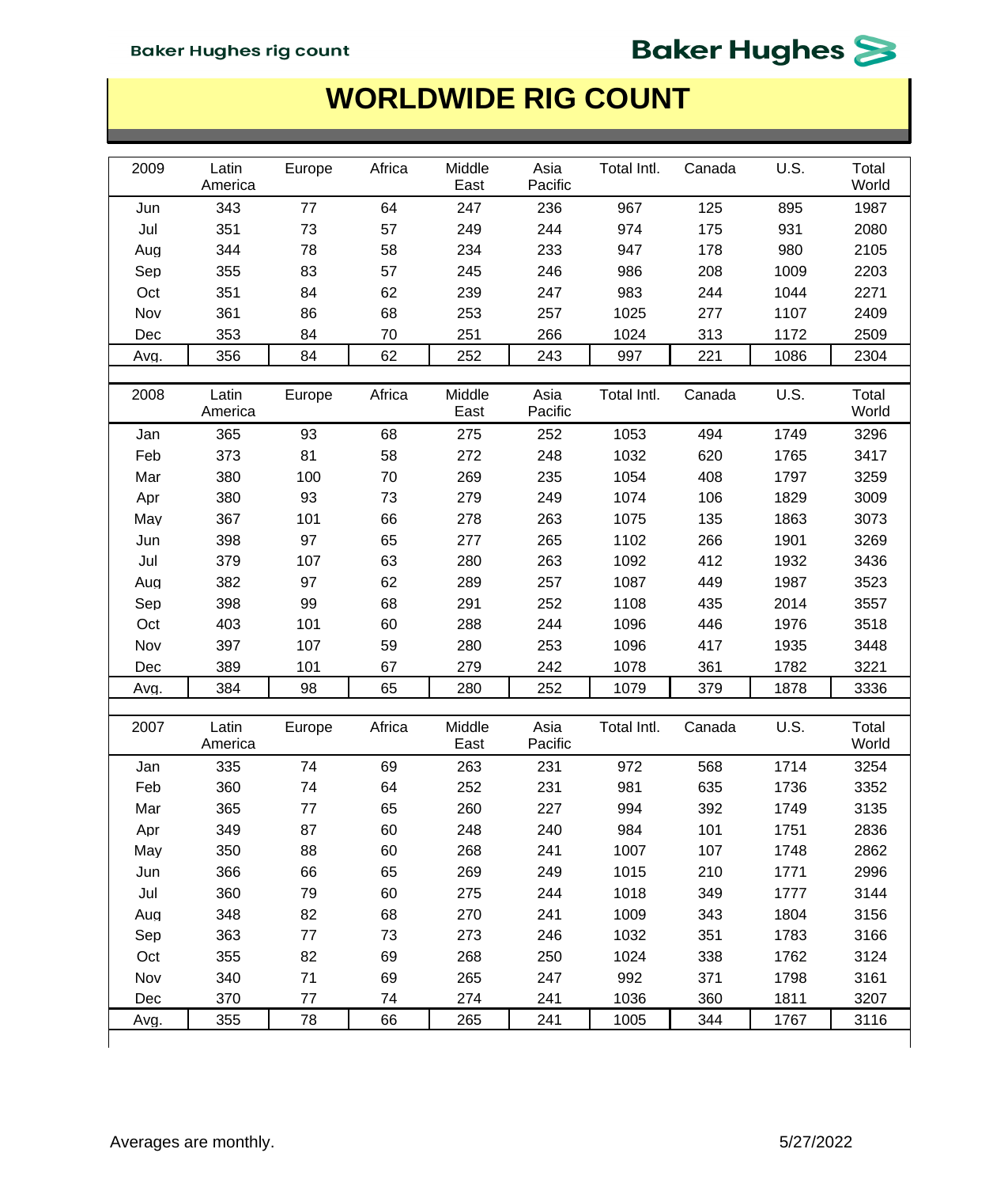# WORLDWIDE RIG COUNT

| 2009 | Latin America | Europe | Africa | Middle East | Asia Pacific | Total Intl. | Canada | U.S. | Total World |
|---|---|---|---|---|---|---|---|---|---|
| Jun | 343 | 77 | 64 | 247 | 236 | 967 | 125 | 895 | 1987 |
| Jul | 351 | 73 | 57 | 249 | 244 | 974 | 175 | 931 | 2080 |
| Aug | 344 | 78 | 58 | 234 | 233 | 947 | 178 | 980 | 2105 |
| Sep | 355 | 83 | 57 | 245 | 246 | 986 | 208 | 1009 | 2203 |
| Oct | 351 | 84 | 62 | 239 | 247 | 983 | 244 | 1044 | 2271 |
| Nov | 361 | 86 | 68 | 253 | 257 | 1025 | 277 | 1107 | 2409 |
| Dec | 353 | 84 | 70 | 251 | 266 | 1024 | 313 | 1172 | 2509 |
| Avg. | 356 | 84 | 62 | 252 | 243 | 997 | 221 | 1086 | 2304 |

| 2008 | Latin America | Europe | Africa | Middle East | Asia Pacific | Total Intl. | Canada | U.S. | Total World |
|---|---|---|---|---|---|---|---|---|---|
| Jan | 365 | 93 | 68 | 275 | 252 | 1053 | 494 | 1749 | 3296 |
| Feb | 373 | 81 | 58 | 272 | 248 | 1032 | 620 | 1765 | 3417 |
| Mar | 380 | 100 | 70 | 269 | 235 | 1054 | 408 | 1797 | 3259 |
| Apr | 380 | 93 | 73 | 279 | 249 | 1074 | 106 | 1829 | 3009 |
| May | 367 | 101 | 66 | 278 | 263 | 1075 | 135 | 1863 | 3073 |
| Jun | 398 | 97 | 65 | 277 | 265 | 1102 | 266 | 1901 | 3269 |
| Jul | 379 | 107 | 63 | 280 | 263 | 1092 | 412 | 1932 | 3436 |
| Aug | 382 | 97 | 62 | 289 | 257 | 1087 | 449 | 1987 | 3523 |
| Sep | 398 | 99 | 68 | 291 | 252 | 1108 | 435 | 2014 | 3557 |
| Oct | 403 | 101 | 60 | 288 | 244 | 1096 | 446 | 1976 | 3518 |
| Nov | 397 | 107 | 59 | 280 | 253 | 1096 | 417 | 1935 | 3448 |
| Dec | 389 | 101 | 67 | 279 | 242 | 1078 | 361 | 1782 | 3221 |
| Avg. | 384 | 98 | 65 | 280 | 252 | 1079 | 379 | 1878 | 3336 |

| 2007 | Latin America | Europe | Africa | Middle East | Asia Pacific | Total Intl. | Canada | U.S. | Total World |
|---|---|---|---|---|---|---|---|---|---|
| Jan | 335 | 74 | 69 | 263 | 231 | 972 | 568 | 1714 | 3254 |
| Feb | 360 | 74 | 64 | 252 | 231 | 981 | 635 | 1736 | 3352 |
| Mar | 365 | 77 | 65 | 260 | 227 | 994 | 392 | 1749 | 3135 |
| Apr | 349 | 87 | 60 | 248 | 240 | 984 | 101 | 1751 | 2836 |
| May | 350 | 88 | 60 | 268 | 241 | 1007 | 107 | 1748 | 2862 |
| Jun | 366 | 66 | 65 | 269 | 249 | 1015 | 210 | 1771 | 2996 |
| Jul | 360 | 79 | 60 | 275 | 244 | 1018 | 349 | 1777 | 3144 |
| Aug | 348 | 82 | 68 | 270 | 241 | 1009 | 343 | 1804 | 3156 |
| Sep | 363 | 77 | 73 | 273 | 246 | 1032 | 351 | 1783 | 3166 |
| Oct | 355 | 82 | 69 | 268 | 250 | 1024 | 338 | 1762 | 3124 |
| Nov | 340 | 71 | 69 | 265 | 247 | 992 | 371 | 1798 | 3161 |
| Dec | 370 | 77 | 74 | 274 | 241 | 1036 | 360 | 1811 | 3207 |
| Avg. | 355 | 78 | 66 | 265 | 241 | 1005 | 344 | 1767 | 3116 |

Averages are monthly.

5/27/2022